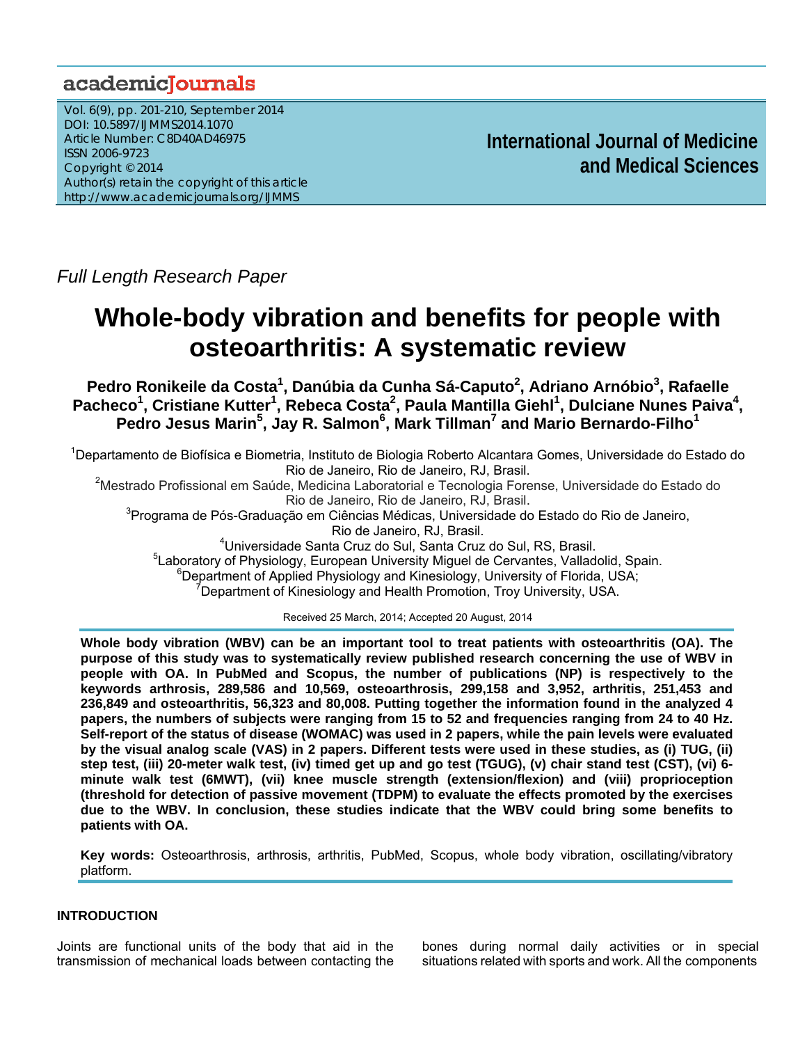Full Length Research Paper

# Whole-body vibration and benefits for people with osteoarthritis: A systematic review

**Pedro Ronikeile da Costa[1], Danúbia da Cunha Sá-Caputo[2], Adriano Arnóbio[3], Rafaelle Pacheco[1], Cristiane Kutter[1], Rebeca Costa[2], Paula Mantilla Giehl[1], Dulciane Nunes Paiva[4], Pedro Jesus Marin[5], Jay R. Salmon[6], Mark Tillman[7] and Mario Bernardo-Filho[1]**

[1]Departamento de Biofísica e Biometria, Instituto de Biologia Roberto Alcantara Gomes, Universidade do Estado do Rio de Janeiro, Rio de Janeiro, RJ, Brasil.

[2]Mestrado Profissional em Saúde, Medicina Laboratorial e Tecnologia Forense, Universidade do Estado do Rio de Janeiro, Rio de Janeiro, RJ, Brasil.

[3]Programa de Pós-Graduação em Ciências Médicas, Universidade do Estado do Rio de Janeiro, Rio de Janeiro, RJ, Brasil.

[4]Universidade Santa Cruz do Sul, Santa Cruz do Sul, RS, Brasil.

[5]Laboratory of Physiology, European University Miguel de Cervantes, Valladolid, Spain.

[6]Department of Applied Physiology and Kinesiology, University of Florida, USA;

[7]Department of Kinesiology and Health Promotion, Troy University, USA.

Received 25 March, 2014; Accepted 20 August, 2014

**Whole body vibration (WBV) can be an important tool to treat patients with osteoarthritis (OA). The purpose of this study was to systematically review published research concerning the use of WBV in people with OA. In PubMed and Scopus, the number of publications (NP) is respectively to the keywords arthrosis, 289,586 and 10,569, osteoarthrosis, 299,158 and 3,952, arthritis, 251,453 and 236,849 and osteoarthritis, 56,323 and 80,008. Putting together the information found in the analyzed 4 papers, the numbers of subjects were ranging from 15 to 52 and frequencies ranging from 24 to 40 Hz. Self-report of the status of disease (WOMAC) was used in 2 papers, while the pain levels were evaluated by the visual analog scale (VAS) in 2 papers. Different tests were used in these studies, as (i) TUG, (ii) step test, (iii) 20-meter walk test, (iv) timed get up and go test (TGUG), (v) chair stand test (CST), (vi) 6-minute walk test (6MWT), (vii) knee muscle strength (extension/flexion) and (viii) proprioception (threshold for detection of passive movement (TDPM) to evaluate the effects promoted by the exercises due to the WBV. In conclusion, these studies indicate that the WBV could bring some benefits to patients with OA.**

**Key words:** Osteoarthrosis, arthrosis, arthritis, PubMed, Scopus, whole body vibration, oscillating/vibratory platform.

## INTRODUCTION

Joints are functional units of the body that aid in the transmission of mechanical loads between contacting the bones during normal daily activities or in special situations related with sports and work. All the components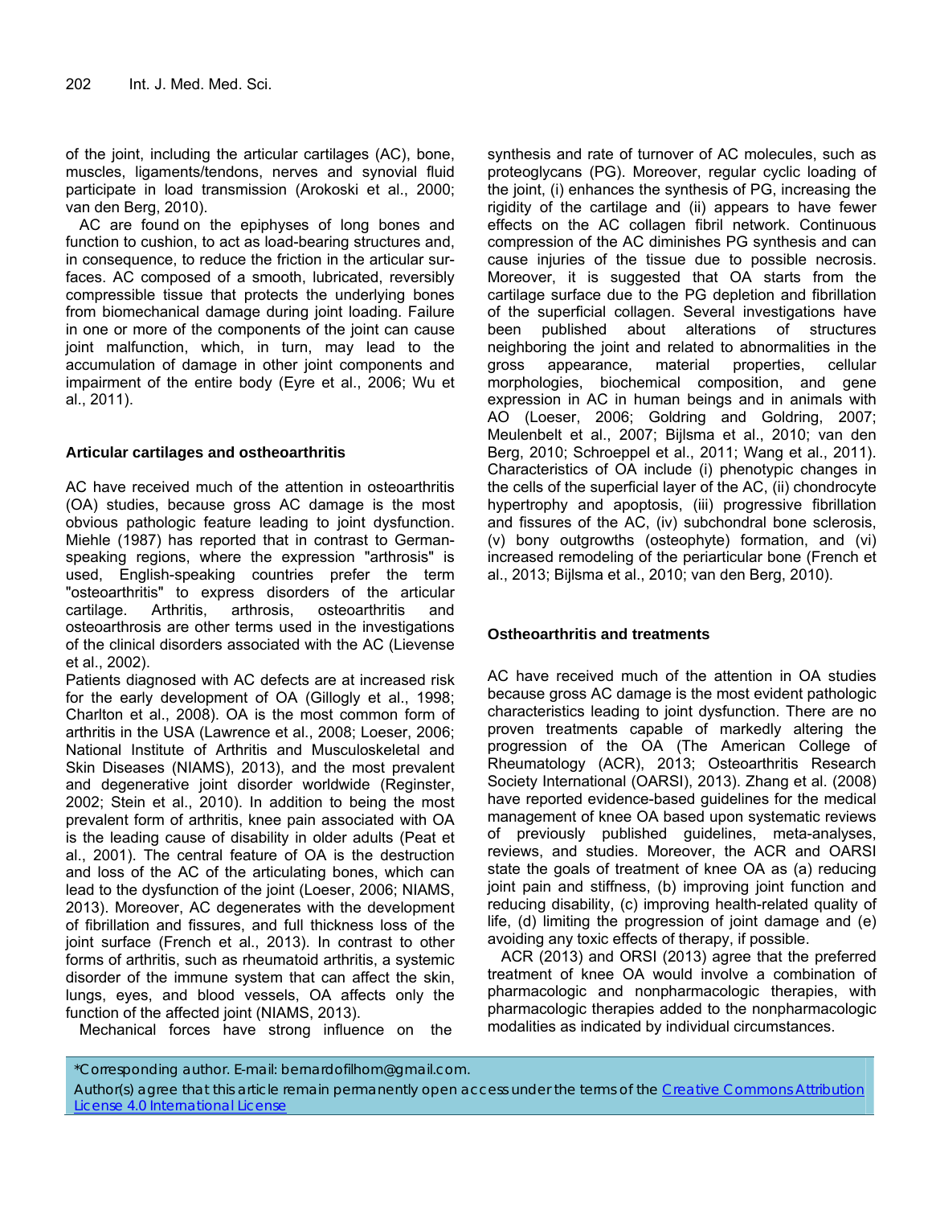of the joint, including the articular cartilages (AC), bone, muscles, ligaments/tendons, nerves and synovial fluid participate in load transmission (Arokoski et al., 2000; van den Berg, 2010).

AC are found on the epiphyses of long bones and function to cushion, to act as load-bearing structures and, in consequence, to reduce the friction in the articular surfaces. AC composed of a smooth, lubricated, reversibly compressible tissue that protects the underlying bones from biomechanical damage during joint loading. Failure in one or more of the components of the joint can cause joint malfunction, which, in turn, may lead to the accumulation of damage in other joint components and impairment of the entire body (Eyre et al., 2006; Wu et al., 2011).

## Articular cartilages and ostheoarthritis

AC have received much of the attention in osteoarthritis (OA) studies, because gross AC damage is the most obvious pathologic feature leading to joint dysfunction. Miehle (1987) has reported that in contrast to German-speaking regions, where the expression "arthrosis" is used, English-speaking countries prefer the term "osteoarthritis" to express disorders of the articular cartilage. Arthritis, arthrosis, osteoarthritis and osteoarthrosis are other terms used in the investigations of the clinical disorders associated with the AC (Lievense et al., 2002).

Patients diagnosed with AC defects are at increased risk for the early development of OA (Gillogly et al., 1998; Charlton et al., 2008). OA is the most common form of arthritis in the USA (Lawrence et al., 2008; Loeser, 2006; National Institute of Arthritis and Musculoskeletal and Skin Diseases (NIAMS), 2013), and the most prevalent and degenerative joint disorder worldwide (Reginster, 2002; Stein et al., 2010). In addition to being the most prevalent form of arthritis, knee pain associated with OA is the leading cause of disability in older adults (Peat et al., 2001). The central feature of OA is the destruction and loss of the AC of the articulating bones, which can lead to the dysfunction of the joint (Loeser, 2006; NIAMS, 2013). Moreover, AC degenerates with the development of fibrillation and fissures, and full thickness loss of the joint surface (French et al., 2013). In contrast to other forms of arthritis, such as rheumatoid arthritis, a systemic disorder of the immune system that can affect the skin, lungs, eyes, and blood vessels, OA affects only the function of the affected joint (NIAMS, 2013).

Mechanical forces have strong influence on the synthesis and rate of turnover of AC molecules, such as proteoglycans (PG). Moreover, regular cyclic loading of the joint, (i) enhances the synthesis of PG, increasing the rigidity of the cartilage and (ii) appears to have fewer effects on the AC collagen fibril network. Continuous compression of the AC diminishes PG synthesis and can cause injuries of the tissue due to possible necrosis. Moreover, it is suggested that OA starts from the cartilage surface due to the PG depletion and fibrillation of the superficial collagen. Several investigations have been published about alterations of structures neighboring the joint and related to abnormalities in the gross appearance, material properties, cellular morphologies, biochemical composition, and gene expression in AC in human beings and in animals with AO (Loeser, 2006; Goldring and Goldring, 2007; Meulenbelt et al., 2007; Bijlsma et al., 2010; van den Berg, 2010; Schroeppel et al., 2011; Wang et al., 2011). Characteristics of OA include (i) phenotypic changes in the cells of the superficial layer of the AC, (ii) chondrocyte hypertrophy and apoptosis, (iii) progressive fibrillation and fissures of the AC, (iv) subchondral bone sclerosis, (v) bony outgrowths (osteophyte) formation, and (vi) increased remodeling of the periarticular bone (French et al., 2013; Bijlsma et al., 2010; van den Berg, 2010).

## Ostheoarthritis and treatments

AC have received much of the attention in OA studies because gross AC damage is the most evident pathologic characteristics leading to joint dysfunction. There are no proven treatments capable of markedly altering the progression of the OA (The American College of Rheumatology (ACR), 2013; Osteoarthritis Research Society International (OARSI), 2013). Zhang et al. (2008) have reported evidence-based guidelines for the medical management of knee OA based upon systematic reviews of previously published guidelines, meta-analyses, reviews, and studies. Moreover, the ACR and OARSI state the goals of treatment of knee OA as (a) reducing joint pain and stiffness, (b) improving joint function and reducing disability, (c) improving health-related quality of life, (d) limiting the progression of joint damage and (e) avoiding any toxic effects of therapy, if possible.

ACR (2013) and ORSI (2013) agree that the preferred treatment of knee OA would involve a combination of pharmacologic and nonpharmacologic therapies, with pharmacologic therapies added to the nonpharmacologic modalities as indicated by individual circumstances.

*Corresponding author. E-mail: bernardofilhom@gmail.com.

Author(s) agree that this article remain permanently open access under the terms of the [Creative Commons Attribution License 4.0 International License](https://creativecommons.org/licenses/by/4.0/)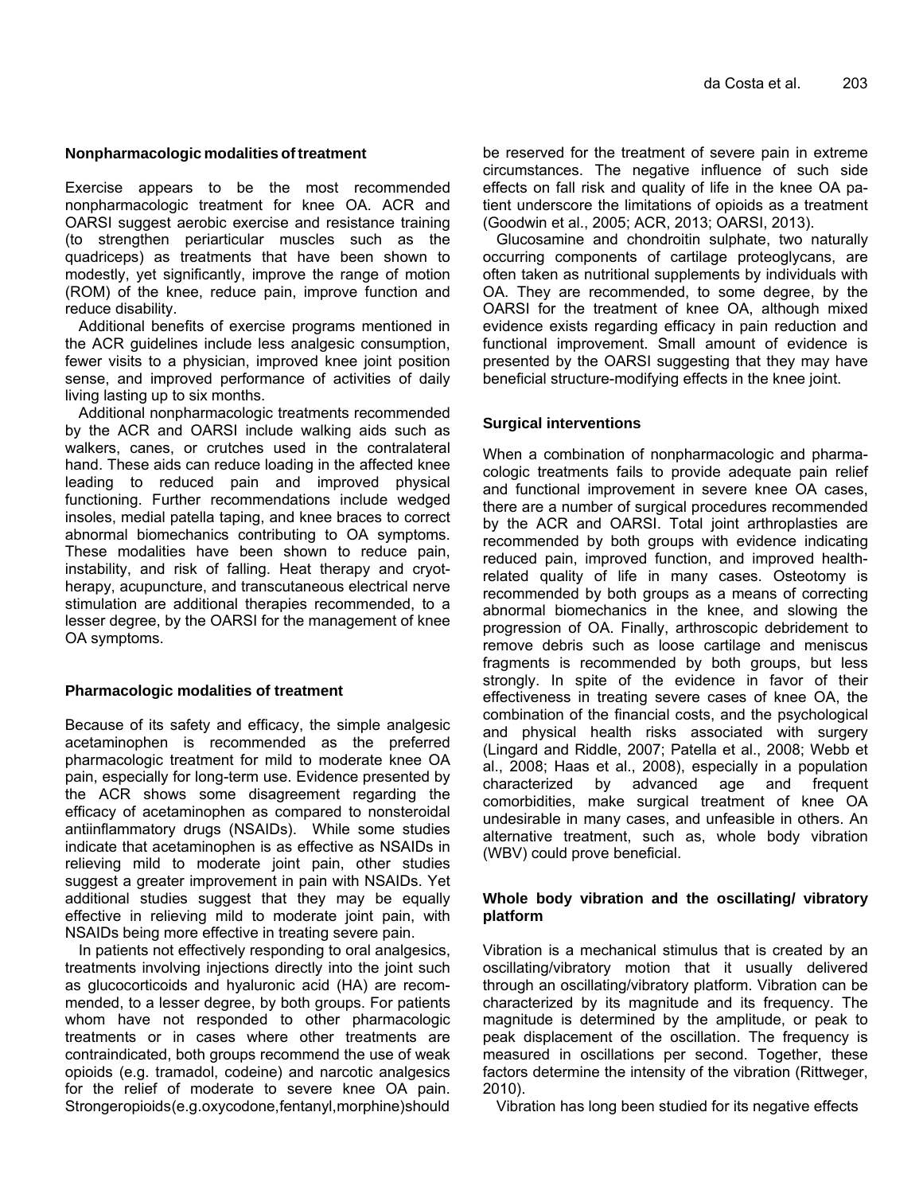### Nonpharmacologic modalities of treatment

Exercise appears to be the most recommended nonpharmacologic treatment for knee OA. ACR and OARSI suggest aerobic exercise and resistance training (to strengthen periarticular muscles such as the quadriceps) as treatments that have been shown to modestly, yet significantly, improve the range of motion (ROM) of the knee, reduce pain, improve function and reduce disability.

Additional benefits of exercise programs mentioned in the ACR guidelines include less analgesic consumption, fewer visits to a physician, improved knee joint position sense, and improved performance of activities of daily living lasting up to six months.

Additional nonpharmacologic treatments recommended by the ACR and OARSI include walking aids such as walkers, canes, or crutches used in the contralateral hand. These aids can reduce loading in the affected knee leading to reduced pain and improved physical functioning. Further recommendations include wedged insoles, medial patella taping, and knee braces to correct abnormal biomechanics contributing to OA symptoms. These modalities have been shown to reduce pain, instability, and risk of falling. Heat therapy and cryotherapy, acupuncture, and transcutaneous electrical nerve stimulation are additional therapies recommended, to a lesser degree, by the OARSI for the management of knee OA symptoms.

### Pharmacologic modalities of treatment

Because of its safety and efficacy, the simple analgesic acetaminophen is recommended as the preferred pharmacologic treatment for mild to moderate knee OA pain, especially for long-term use. Evidence presented by the ACR shows some disagreement regarding the efficacy of acetaminophen as compared to nonsteroidal antiinflammatory drugs (NSAIDs). While some studies indicate that acetaminophen is as effective as NSAIDs in relieving mild to moderate joint pain, other studies suggest a greater improvement in pain with NSAIDs. Yet additional studies suggest that they may be equally effective in relieving mild to moderate joint pain, with NSAIDs being more effective in treating severe pain.

In patients not effectively responding to oral analgesics, treatments involving injections directly into the joint such as glucocorticoids and hyaluronic acid (HA) are recommended, to a lesser degree, by both groups. For patients whom have not responded to other pharmacologic treatments or in cases where other treatments are contraindicated, both groups recommend the use of weak opioids (e.g. tramadol, codeine) and narcotic analgesics for the relief of moderate to severe knee OA pain. Strongeropioids(e.g.oxycodone,fentanyl,morphine)should be reserved for the treatment of severe pain in extreme circumstances. The negative influence of such side effects on fall risk and quality of life in the knee OA patient underscore the limitations of opioids as a treatment (Goodwin et al., 2005; ACR, 2013; OARSI, 2013).

Glucosamine and chondroitin sulphate, two naturally occurring components of cartilage proteoglycans, are often taken as nutritional supplements by individuals with OA. They are recommended, to some degree, by the OARSI for the treatment of knee OA, although mixed evidence exists regarding efficacy in pain reduction and functional improvement. Small amount of evidence is presented by the OARSI suggesting that they may have beneficial structure-modifying effects in the knee joint.

### Surgical interventions

When a combination of nonpharmacologic and pharmacologic treatments fails to provide adequate pain relief and functional improvement in severe knee OA cases, there are a number of surgical procedures recommended by the ACR and OARSI. Total joint arthroplasties are recommended by both groups with evidence indicating reduced pain, improved function, and improved health-related quality of life in many cases. Osteotomy is recommended by both groups as a means of correcting abnormal biomechanics in the knee, and slowing the progression of OA. Finally, arthroscopic debridement to remove debris such as loose cartilage and meniscus fragments is recommended by both groups, but less strongly. In spite of the evidence in favor of their effectiveness in treating severe cases of knee OA, the combination of the financial costs, and the psychological and physical health risks associated with surgery (Lingard and Riddle, 2007; Patella et al., 2008; Webb et al., 2008; Haas et al., 2008), especially in a population characterized by advanced age and frequent comorbidities, make surgical treatment of knee OA undesirable in many cases, and unfeasible in others. An alternative treatment, such as, whole body vibration (WBV) could prove beneficial.

### Whole body vibration and the oscillating/ vibratory platform

Vibration is a mechanical stimulus that is created by an oscillating/vibratory motion that it usually delivered through an oscillating/vibratory platform. Vibration can be characterized by its magnitude and its frequency. The magnitude is determined by the amplitude, or peak to peak displacement of the oscillation. The frequency is measured in oscillations per second. Together, these factors determine the intensity of the vibration (Rittweger, 2010).

Vibration has long been studied for its negative effects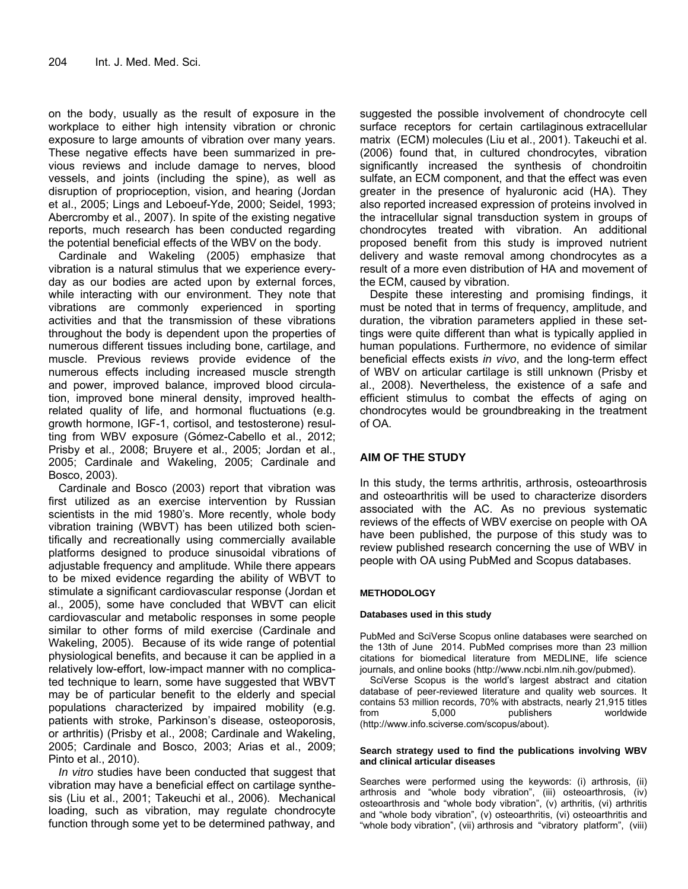on the body, usually as the result of exposure in the workplace to either high intensity vibration or chronic exposure to large amounts of vibration over many years. These negative effects have been summarized in previous reviews and include damage to nerves, blood vessels, and joints (including the spine), as well as disruption of proprioception, vision, and hearing (Jordan et al., 2005; Lings and Leboeuf-Yde, 2000; Seidel, 1993; Abercromby et al., 2007). In spite of the existing negative reports, much research has been conducted regarding the potential beneficial effects of the WBV on the body.

Cardinale and Wakeling (2005) emphasize that vibration is a natural stimulus that we experience everyday as our bodies are acted upon by external forces, while interacting with our environment. They note that vibrations are commonly experienced in sporting activities and that the transmission of these vibrations throughout the body is dependent upon the properties of numerous different tissues including bone, cartilage, and muscle. Previous reviews provide evidence of the numerous effects including increased muscle strength and power, improved balance, improved blood circulation, improved bone mineral density, improved health-related quality of life, and hormonal fluctuations (e.g. growth hormone, IGF-1, cortisol, and testosterone) resulting from WBV exposure (Gómez-Cabello et al., 2012; Prisby et al., 2008; Bruyere et al., 2005; Jordan et al., 2005; Cardinale and Wakeling, 2005; Cardinale and Bosco, 2003).

Cardinale and Bosco (2003) report that vibration was first utilized as an exercise intervention by Russian scientists in the mid 1980's. More recently, whole body vibration training (WBVT) has been utilized both scientifically and recreationally using commercially available platforms designed to produce sinusoidal vibrations of adjustable frequency and amplitude. While there appears to be mixed evidence regarding the ability of WBVT to stimulate a significant cardiovascular response (Jordan et al., 2005), some have concluded that WBVT can elicit cardiovascular and metabolic responses in some people similar to other forms of mild exercise (Cardinale and Wakeling, 2005). Because of its wide range of potential physiological benefits, and because it can be applied in a relatively low-effort, low-impact manner with no complicated technique to learn, some have suggested that WBVT may be of particular benefit to the elderly and special populations characterized by impaired mobility (e.g. patients with stroke, Parkinson's disease, osteoporosis, or arthritis) (Prisby et al., 2008; Cardinale and Wakeling, 2005; Cardinale and Bosco, 2003; Arias et al., 2009; Pinto et al., 2010).

*In vitro* studies have been conducted that suggest that vibration may have a beneficial effect on cartilage synthesis (Liu et al., 2001; Takeuchi et al., 2006). Mechanical loading, such as vibration, may regulate chondrocyte function through some yet to be determined pathway, and suggested the possible involvement of chondrocyte cell surface receptors for certain cartilaginous extracellular matrix (ECM) molecules (Liu et al., 2001). Takeuchi et al. (2006) found that, in cultured chondrocytes, vibration significantly increased the synthesis of chondroitin sulfate, an ECM component, and that the effect was even greater in the presence of hyaluronic acid (HA). They also reported increased expression of proteins involved in the intracellular signal transduction system in groups of chondrocytes treated with vibration. An additional proposed benefit from this study is improved nutrient delivery and waste removal among chondrocytes as a result of a more even distribution of HA and movement of the ECM, caused by vibration.

Despite these interesting and promising findings, it must be noted that in terms of frequency, amplitude, and duration, the vibration parameters applied in these settings were quite different than what is typically applied in human populations. Furthermore, no evidence of similar beneficial effects exists *in vivo*, and the long-term effect of WBV on articular cartilage is still unknown (Prisby et al., 2008). Nevertheless, the existence of a safe and efficient stimulus to combat the effects of aging on chondrocytes would be groundbreaking in the treatment of OA.

## AIM OF THE STUDY

In this study, the terms arthritis, arthrosis, osteoarthrosis and osteoarthritis will be used to characterize disorders associated with the AC. As no previous systematic reviews of the effects of WBV exercise on people with OA have been published, the purpose of this study was to review published research concerning the use of WBV in people with OA using PubMed and Scopus databases.

## METHODOLOGY

### Databases used in this study

PubMed and SciVerse Scopus online databases were searched on the 13th of June 2014. PubMed comprises more than 23 million citations for biomedical literature from MEDLINE, life science journals, and online books (http://www.ncbi.nlm.nih.gov/pubmed).

SciVerse Scopus is the world's largest abstract and citation database of peer-reviewed literature and quality web sources. It contains 53 million records, 70% with abstracts, nearly 21,915 titles from 5,000 publishers worldwide (http://www.info.sciverse.com/scopus/about).

### Search strategy used to find the publications involving WBV and clinical articular diseases

Searches were performed using the keywords: (i) arthrosis, (ii) arthrosis and "whole body vibration", (iii) osteoarthrosis, (iv) osteoarthrosis and "whole body vibration", (v) arthritis, (vi) arthritis and "whole body vibration", (v) osteoarthritis, (vi) osteoarthritis and "whole body vibration", (vii) arthrosis and "vibratory platform", (viii)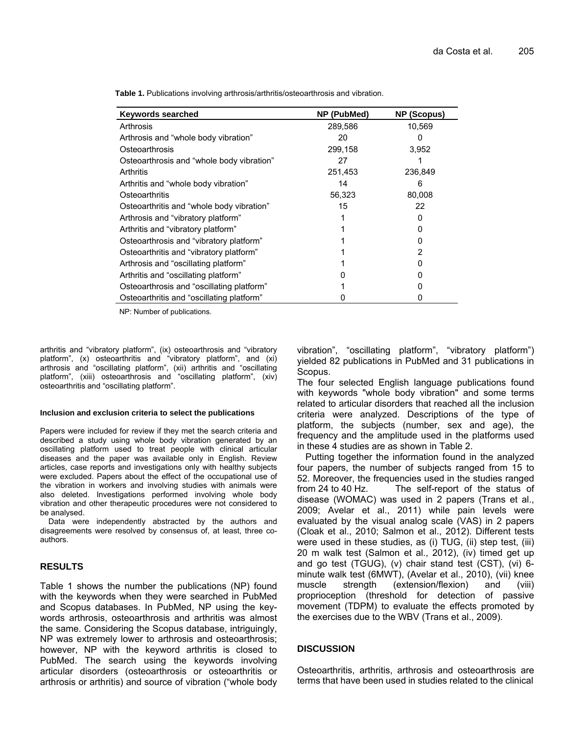**Table 1.** Publications involving arthrosis/arthritis/osteoarthrosis and vibration.

| Keywords searched | NP (PubMed) | NP (Scopus) |
|---|---|---|
| Arthrosis | 289,586 | 10,569 |
| Arthrosis and "whole body vibration" | 20 | 0 |
| Osteoarthrosis | 299,158 | 3,952 |
| Osteoarthrosis and "whole body vibration" | 27 | 1 |
| Arthritis | 251,453 | 236,849 |
| Arthritis and "whole body vibration" | 14 | 6 |
| Osteoarthritis | 56,323 | 80,008 |
| Osteoarthritis and "whole body vibration" | 15 | 22 |
| Arthrosis and "vibratory platform" | 1 | 0 |
| Arthritis and "vibratory platform" | 1 | 0 |
| Osteoarthrosis and "vibratory platform" | 1 | 0 |
| Osteoarthritis and "vibratory platform" | 1 | 2 |
| Arthrosis and "oscillating platform" | 1 | 0 |
| Arthritis and "oscillating platform" | 0 | 0 |
| Osteoarthrosis and "oscillating platform" | 1 | 0 |
| Osteoarthritis and "oscillating platform" | 0 | 0 |

NP: Number of publications.

arthritis and "vibratory platform", (ix) osteoarthrosis and "vibratory platform", (x) osteoarthritis and "vibratory platform", and (xi) arthrosis and "oscillating platform", (xii) arthritis and "oscillating platform", (xiii) osteoarthrosis and "oscillating platform", (xiv) osteoarthritis and "oscillating platform".

#### Inclusion and exclusion criteria to select the publications

Papers were included for review if they met the search criteria and described a study using whole body vibration generated by an oscillating platform used to treat people with clinical articular diseases and the paper was available only in English. Review articles, case reports and investigations only with healthy subjects were excluded. Papers about the effect of the occupational use of the vibration in workers and involving studies with animals were also deleted. Investigations performed involving whole body vibration and other therapeutic procedures were not considered to be analysed.

Data were independently abstracted by the authors and disagreements were resolved by consensus of, at least, three co-authors.

## RESULTS

Table 1 shows the number the publications (NP) found with the keywords when they were searched in PubMed and Scopus databases. In PubMed, NP using the key-words arthrosis, osteoarthrosis and arthritis was almost the same. Considering the Scopus database, intriguingly, NP was extremely lower to arthrosis and osteoarthrosis; however, NP with the keyword arthritis is closed to PubMed. The search using the keywords involving articular disorders (osteoarthrosis or osteoarthritis or arthrosis or arthritis) and source of vibration ("whole body vibration", "oscillating platform", "vibratory platform") yielded 82 publications in PubMed and 31 publications in Scopus.

The four selected English language publications found with keywords "whole body vibration" and some terms related to articular disorders that reached all the inclusion criteria were analyzed. Descriptions of the type of platform, the subjects (number, sex and age), the frequency and the amplitude used in the platforms used in these 4 studies are as shown in Table 2.

Putting together the information found in the analyzed four papers, the number of subjects ranged from 15 to 52. Moreover, the frequencies used in the studies ranged from 24 to 40 Hz. The self-report of the status of disease (WOMAC) was used in 2 papers (Trans et al., 2009; Avelar et al., 2011) while pain levels were evaluated by the visual analog scale (VAS) in 2 papers (Cloak et al., 2010; Salmon et al., 2012). Different tests were used in these studies, as (i) TUG, (ii) step test, (iii) 20 m walk test (Salmon et al., 2012), (iv) timed get up and go test (TGUG), (v) chair stand test (CST), (vi) 6-minute walk test (6MWT), (Avelar et al., 2010), (vii) knee muscle strength (extension/flexion) and (viii) proprioception (threshold for detection of passive movement (TDPM) to evaluate the effects promoted by the exercises due to the WBV (Trans et al., 2009).

## DISCUSSION

Osteoarthritis, arthritis, arthrosis and osteoarthrosis are terms that have been used in studies related to the clinical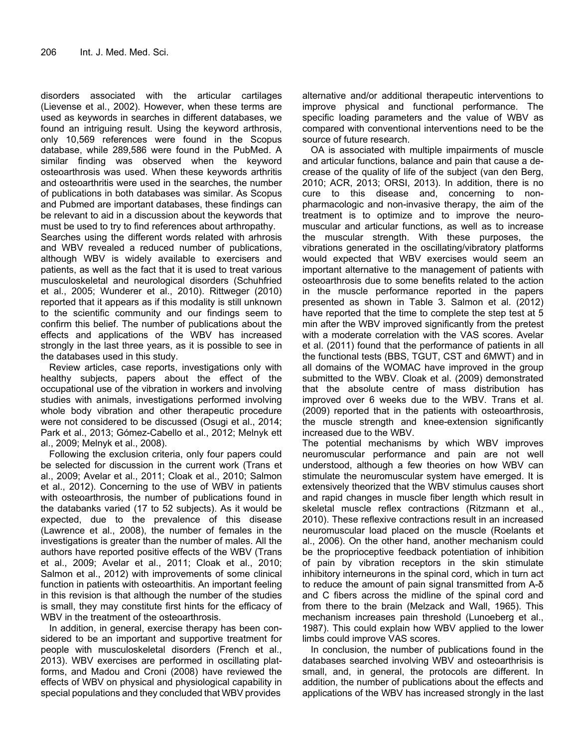disorders associated with the articular cartilages (Lievense et al., 2002). However, when these terms are used as keywords in searches in different databases, we found an intriguing result. Using the keyword arthrosis, only 10,569 references were found in the Scopus database, while 289,586 were found in the PubMed. A similar finding was observed when the keyword osteoarthrosis was used. When these keywords arthritis and osteoarthritis were used in the searches, the number of publications in both databases was similar. As Scopus and Pubmed are important databases, these findings can be relevant to aid in a discussion about the keywords that must be used to try to find references about arthropathy.

Searches using the different words related with arhrosis and WBV revealed a reduced number of publications, although WBV is widely available to exercisers and patients, as well as the fact that it is used to treat various musculoskeletal and neurological disorders (Schuhfried et al., 2005; Wunderer et al., 2010). Rittweger (2010) reported that it appears as if this modality is still unknown to the scientific community and our findings seem to confirm this belief. The number of publications about the effects and applications of the WBV has increased strongly in the last three years, as it is possible to see in the databases used in this study.

Review articles, case reports, investigations only with healthy subjects, papers about the effect of the occupational use of the vibration in workers and involving studies with animals, investigations performed involving whole body vibration and other therapeutic procedure were not considered to be discussed (Osugi et al., 2014; Park et al., 2013; Gómez-Cabello et al., 2012; Melnyk ett al., 2009; Melnyk et al., 2008).

Following the exclusion criteria, only four papers could be selected for discussion in the current work (Trans et al., 2009; Avelar et al., 2011; Cloak et al., 2010; Salmon et al., 2012). Concerning to the use of WBV in patients with osteoarthrosis, the number of publications found in the databanks varied (17 to 52 subjects). As it would be expected, due to the prevalence of this disease (Lawrence et al., 2008), the number of females in the investigations is greater than the number of males. All the authors have reported positive effects of the WBV (Trans et al., 2009; Avelar et al., 2011; Cloak et al., 2010; Salmon et al., 2012) with improvements of some clinical function in patients with osteoarthitis. An important feeling in this revision is that although the number of the studies is small, they may constitute first hints for the efficacy of WBV in the treatment of the osteoarthrosis.

In addition, in general, exercise therapy has been considered to be an important and supportive treatment for people with musculoskeletal disorders (French et al., 2013). WBV exercises are performed in oscillating platforms, and Madou and Croni (2008) have reviewed the effects of WBV on physical and physiological capability in special populations and they concluded that WBV provides alternative and/or additional therapeutic interventions to improve physical and functional performance. The specific loading parameters and the value of WBV as compared with conventional interventions need to be the source of future research.

OA is associated with multiple impairments of muscle and articular functions, balance and pain that cause a decrease of the quality of life of the subject (van den Berg, 2010; ACR, 2013; ORSI, 2013). In addition, there is no cure to this disease and, concerning to non-pharmacologic and non-invasive therapy, the aim of the treatment is to optimize and to improve the neuromuscular and articular functions, as well as to increase the muscular strength. With these purposes, the vibrations generated in the oscillating/vibratory platforms would expected that WBV exercises would seem an important alternative to the management of patients with osteoarthrosis due to some benefits related to the action in the muscle performance reported in the papers presented as shown in Table 3. Salmon et al. (2012) have reported that the time to complete the step test at 5 min after the WBV improved significantly from the pretest with a moderate correlation with the VAS scores. Avelar et al. (2011) found that the performance of patients in all the functional tests (BBS, TGUT, CST and 6MWT) and in all domains of the WOMAC have improved in the group submitted to the WBV. Cloak et al. (2009) demonstrated that the absolute centre of mass distribution has improved over 6 weeks due to the WBV. Trans et al. (2009) reported that in the patients with osteoarthrosis, the muscle strength and knee-extension significantly increased due to the WBV.

The potential mechanisms by which WBV improves neuromuscular performance and pain are not well understood, although a few theories on how WBV can stimulate the neuromuscular system have emerged. It is extensively theorized that the WBV stimulus causes short and rapid changes in muscle fiber length which result in skeletal muscle reflex contractions (Ritzmann et al., 2010). These reflexive contractions result in an increased neuromuscular load placed on the muscle (Roelants et al., 2006). On the other hand, another mechanism could be the proprioceptive feedback potentiation of inhibition of pain by vibration receptors in the skin stimulate inhibitory interneurons in the spinal cord, which in turn act to reduce the amount of pain signal transmitted from A-δ and C fibers across the midline of the spinal cord and from there to the brain (Melzack and Wall, 1965). This mechanism increases pain threshold (Lunoeberg et al., 1987). This could explain how WBV applied to the lower limbs could improve VAS scores.

In conclusion, the number of publications found in the databases searched involving WBV and osteoarthrisis is small, and, in general, the protocols are different. In addition, the number of publications about the effects and applications of the WBV has increased strongly in the last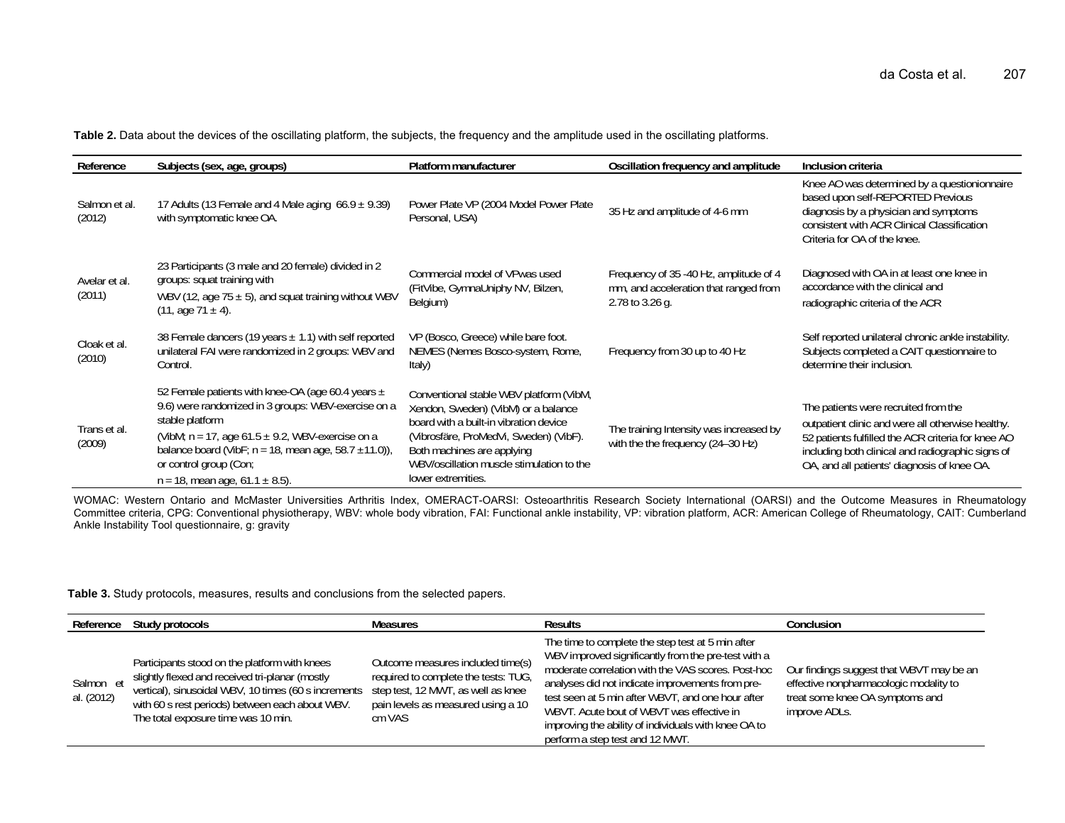**Table 2.** Data about the devices of the oscillating platform, the subjects, the frequency and the amplitude used in the oscillating platforms.

| Reference | Subjects (sex, age, groups) | Platform manufacturer | Oscillation frequency and amplitude | Inclusion criteria |
|---|---|---|---|---|
| Salmon et al. (2012) | 17 Adults (13 Female and 4 Male aging 66.9 ± 9.39) with symptomatic knee OA. | Power Plate VP (2004 Model Power Plate Personal, USA) | 35 Hz and amplitude of 4-6 mm | Knee AO was determined by a questionionnaire based upon self-REPORTED Previous diagnosis by a physician and symptoms consistent with ACR Clinical Classification Criteria for OA of the knee. |
| Avelar et al. (2011) | 23 Participants (3 male and 20 female) divided in 2 groups: squat training with WBV (12, age 75 ± 5), and squat training without WBV (11, age 71 ± 4). | Commercial model of VPwas used (FitVibe, GymnaUniphy NV, Bilzen, Belgium) | Frequency of 35 -40 Hz, amplitude of 4 mm, and acceleration that ranged from 2.78 to 3.26 g. | Diagnosed with OA in at least one knee in accordance with the clinical and radiographic criteria of the ACR |
| Cloak et al. (2010) | 38 Female dancers (19 years ± 1.1) with self reported unilateral FAI were randomized in 2 groups: WBV and Control. | VP (Bosco, Greece) while bare foot. NEMES (Nemes Bosco-system, Rome, Italy) | Frequency from 30 up to 40 Hz | Self reported unilateral chronic ankle instability. Subjects completed a CAIT questionnaire to determine their inclusion. |
| Trans et al. (2009) | 52 Female patients with knee-OA (age 60.4 years ± 9.6) were randomized in 3 groups: WBV-exercise on a stable platform (VibM; n = 17, age 61.5 ± 9.2, WBV-exercise on a balance board (VibF; n = 18, mean age, 58.7 ±11.0)), or control group (Con; n = 18, mean age, 61.1 ± 8.5). | Conventional stable WBV platform (VibM, Xendon, Sweden) (VibM) or a balance board with a built-in vibration device (Vibrosfäre, ProMedVi, Sweden) (VibF). Both machines are applying WBV/oscillation muscle stimulation to the lower extremities. | The training Intensity was increased by with the the frequency (24–30 Hz) | The patients were recruited from the outpatient clinic and were all otherwise healthy. 52 patients fulfilled the ACR criteria for knee AO including both clinical and radiographic signs of OA, and all patients' diagnosis of knee OA. |

WOMAC: Western Ontario and McMaster Universities Arthritis Index, OMERACT-OARSI: Osteoarthritis Research Society International (OARSI) and the Outcome Measures in Rheumatology Committee criteria, CPG: Conventional physiotherapy, WBV: whole body vibration, FAI: Functional ankle instability, VP: vibration platform, ACR: American College of Rheumatology, CAIT: Cumberland Ankle Instability Tool questionnaire, g: gravity

**Table 3.** Study protocols, measures, results and conclusions from the selected papers.

| Reference | Study protocols | Measures | Results | Conclusion |
|---|---|---|---|---|
| Salmon et al. (2012) | Participants stood on the platform with knees slightly flexed and received tri-planar (mostly vertical), sinusoidal WBV, 10 times (60 s increments with 60 s rest periods) between each about WBV. The total exposure time was 10 min. | Outcome measures included time(s) required to complete the tests: TUG, step test, 12 MWT, as well as knee pain levels as measured using a 10 cm VAS | The time to complete the step test at 5 min after WBV improved significantly from the pre-test with a moderate correlation with the VAS scores. Post-hoc analyses did not indicate improvements from pre-test seen at 5 min after WBVT, and one hour after WBVT. Acute bout of WBVT was effective in improving the ability of individuals with knee OA to perform a step test and 12 MWT. | Our findings suggest that WBVT may be an effective nonpharmacologic modality to treat some knee OA symptoms and improve ADLs. |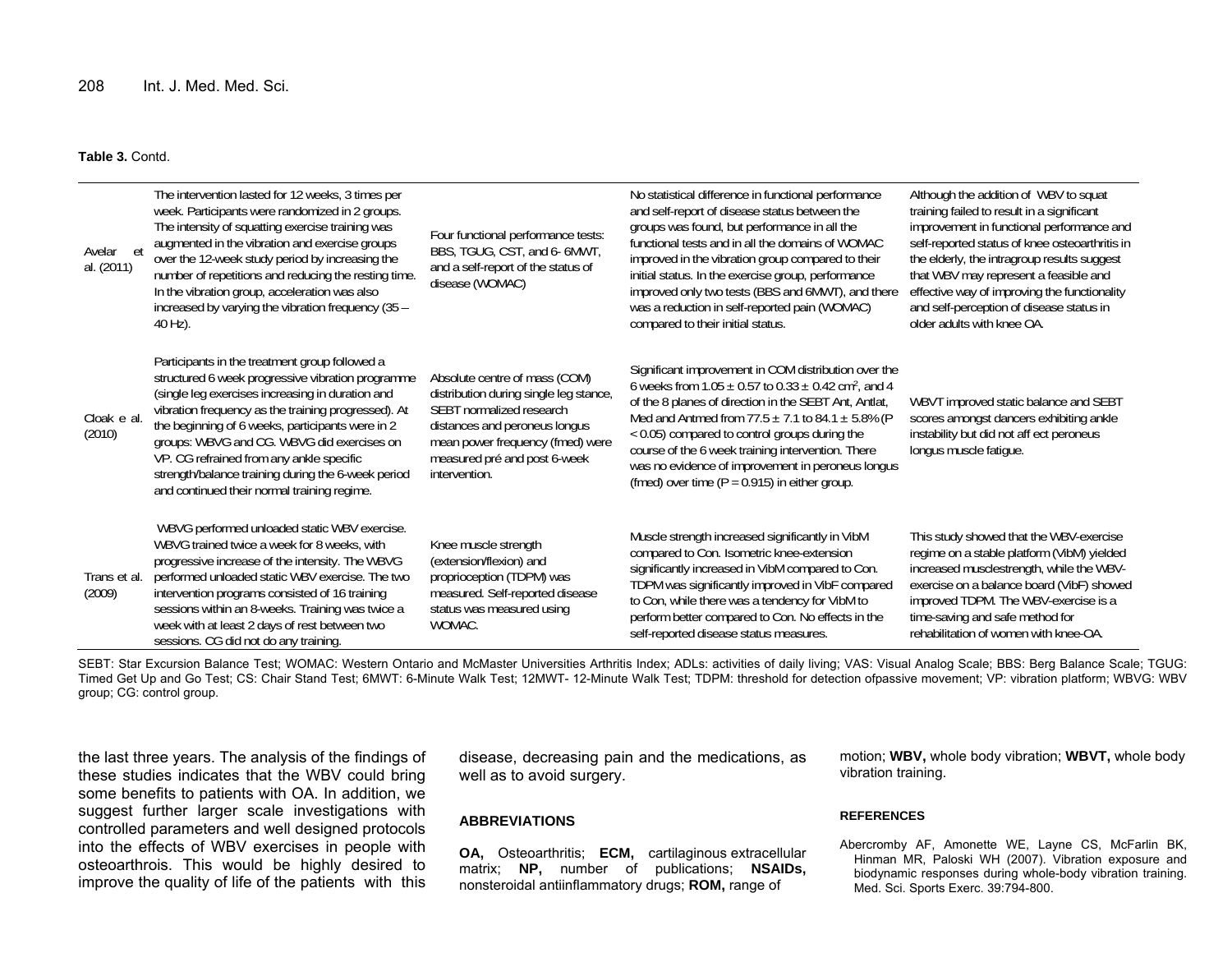**Table 3.** Contd.

| | | | | |
|---|---|---|---|---|
| Avelar et al. (2011) | The intervention lasted for 12 weeks, 3 times per week. Participants were randomized in 2 groups. The intensity of squatting exercise training was augmented in the vibration and exercise groups over the 12-week study period by increasing the number of repetitions and reducing the resting time. In the vibration group, acceleration was also increased by varying the vibration frequency (35 – 40 Hz). | Four functional performance tests: BBS, TGUG, CST, and 6- 6MWT, and a self-report of the status of disease (WOMAC) | No statistical difference in functional performance and self-report of disease status between the groups was found, but performance in all the functional tests and in all the domains of WOMAC improved in the vibration group compared to their initial status. In the exercise group, performance improved only two tests (BBS and 6MWT), and there was a reduction in self-reported pain (WOMAC) compared to their initial status. | Although the addition of WBV to squat training failed to result in a significant improvement in functional performance and self-reported status of knee osteoarthritis in the elderly, the intragroup results suggest that WBV may represent a feasible and effective way of improving the functionality and self-perception of disease status in older adults with knee OA. |
| Cloak e al. (2010) | Participants in the treatment group followed a structured 6 week progressive vibration programme (single leg exercises increasing in duration and vibration frequency as the training progressed). At the beginning of 6 weeks, participants were in 2 groups: WBVG and CG. WBVG did exercises on VP. CG refrained from any ankle specific strength/balance training during the 6-week period and continued their normal training regime. | Absolute centre of mass (COM) distribution during single leg stance, SEBT normalized research distances and peroneus longus mean power frequency (fmed) were measured pré and post 6-week intervention. | Significant improvement in COM distribution over the 6 weeks from $1.05 \pm 0.57$ to $0.33 \pm 0.42$ cm$^2$, and 4 of the 8 planes of direction in the SEBT Ant, Antlat, Med and Antmed from $77.5 \pm 7.1$ to $84.1 \pm 5.8\%$ ($P < 0.05$) compared to control groups during the course of the 6 week training intervention. There was no evidence of improvement in peroneus longus (fmed) over time ($P = 0.915$) in either group. | WBVT improved static balance and SEBT scores amongst dancers exhibiting ankle instability but did not aff ect peroneus longus muscle fatigue. |
| Trans et al. (2009) | WBVG performed unloaded static WBV exercise. WBVG trained twice a week for 8 weeks, with progressive increase of the intensity. The WBVG performed unloaded static WBV exercise. The two intervention programs consisted of 16 training sessions within an 8-weeks. Training was twice a week with at least 2 days of rest between two sessions. CG did not do any training. | Knee muscle strength (extension/flexion) and proprioception (TDPM) was measured. Self-reported disease status was measured using WOMAC. | Muscle strength increased significantly in VibM compared to Con. Isometric knee-extension significantly increased in VibM compared to Con. TDPM was significantly improved in VibF compared to Con, while there was a tendency for VibM to perform better compared to Con. No effects in the self-reported disease status measures. | This study showed that the WBV-exercise regime on a stable platform (VibM) yielded increased musclestrength, while the WBV-exercise on a balance board (VibF) showed improved TDPM. The WBV-exercise is a time-saving and safe method for rehabilitation of women with knee-OA. |

SEBT: Star Excursion Balance Test; WOMAC: Western Ontario and McMaster Universities Arthritis Index; ADLs: activities of daily living; VAS: Visual Analog Scale; BBS: Berg Balance Scale; TGUG: Timed Get Up and Go Test; CS: Chair Stand Test; 6MWT: 6-Minute Walk Test; 12MWT- 12-Minute Walk Test; TDPM: threshold for detection ofpassive movement; VP: vibration platform; WBVG: WBV group; CG: control group.

the last three years. The analysis of the findings of these studies indicates that the WBV could bring some benefits to patients with OA. In addition, we suggest further larger scale investigations with controlled parameters and well designed protocols into the effects of WBV exercises in people with osteoarthrosis. This would be highly desired to improve the quality of life of the patients with this disease, decreasing pain and the medications, as well as to avoid surgery.

## ABBREVIATIONS

**OA,** Osteoarthritis; **ECM,** cartilaginous extracellular matrix; **NP,** number of publications; **NSAIDs,** nonsteroidal antiinflammatory drugs; **ROM,** range of motion; **WBV,** whole body vibration; **WBVT,** whole body vibration training.

## REFERENCES

Abercromby AF, Amonette WE, Layne CS, McFarlin BK, Hinman MR, Paloski WH (2007). Vibration exposure and biodynamic responses during whole-body vibration training. Med. Sci. Sports Exerc. 39:794-800.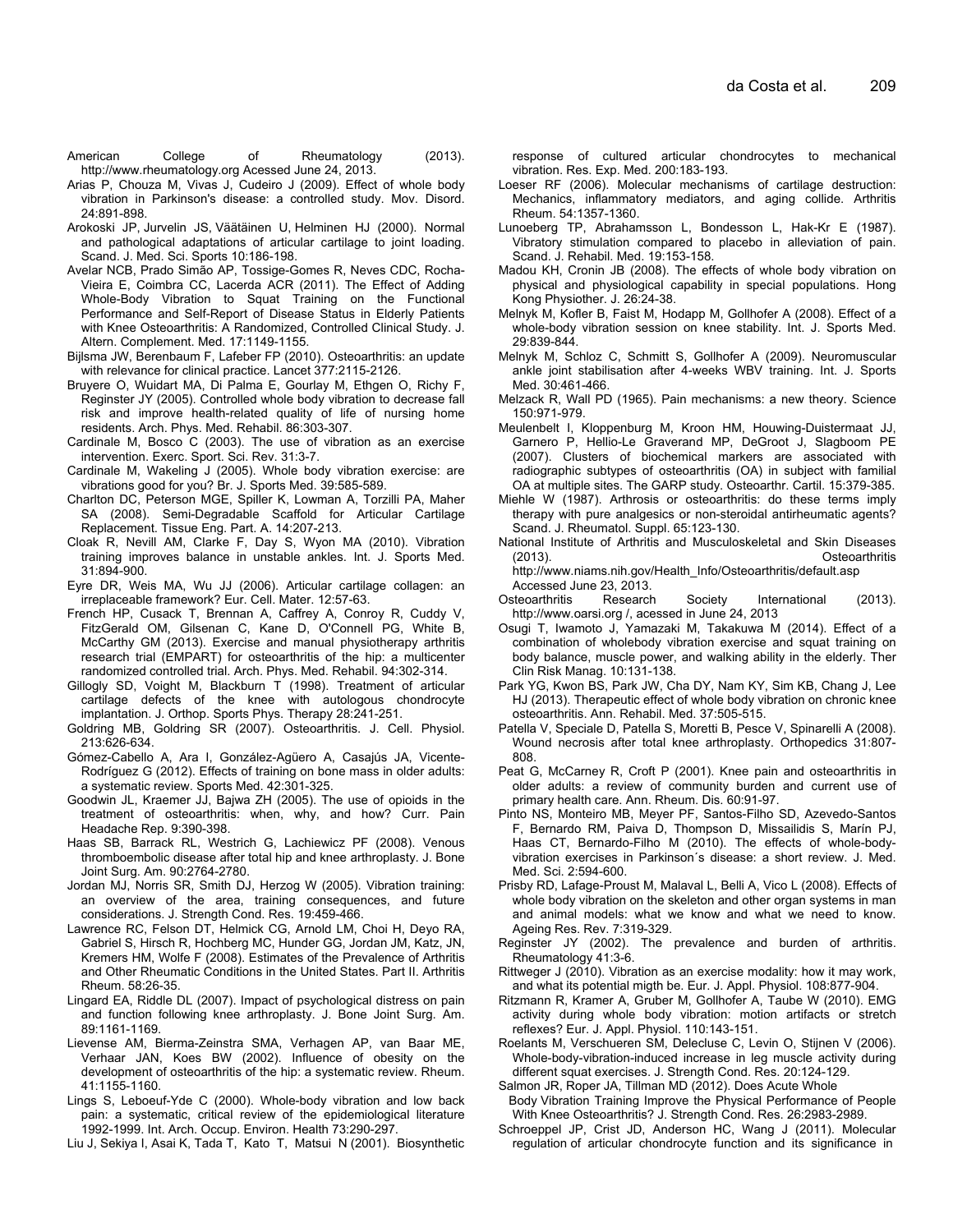American College of Rheumatology (2013). http://www.rheumatology.org Acessed June 24, 2013.

Arias P, Chouza M, Vivas J, Cudeiro J (2009). Effect of whole body vibration in Parkinson's disease: a controlled study. Mov. Disord. 24:891-898.

Arokoski JP, Jurvelin JS, Väätäinen U, Helminen HJ (2000). Normal and pathological adaptations of articular cartilage to joint loading. Scand. J. Med. Sci. Sports 10:186-198.

Avelar NCB, Prado Simão AP, Tossige-Gomes R, Neves CDC, Rocha-Vieira E, Coimbra CC, Lacerda ACR (2011). The Effect of Adding Whole-Body Vibration to Squat Training on the Functional Performance and Self-Report of Disease Status in Elderly Patients with Knee Osteoarthritis: A Randomized, Controlled Clinical Study. J. Altern. Complement. Med. 17:1149-1155.

Bijlsma JW, Berenbaum F, Lafeber FP (2010). Osteoarthritis: an update with relevance for clinical practice. Lancet 377:2115-2126.

Bruyere O, Wuidart MA, Di Palma E, Gourlay M, Ethgen O, Richy F, Reginster JY (2005). Controlled whole body vibration to decrease fall risk and improve health-related quality of life of nursing home residents. Arch. Phys. Med. Rehabil. 86:303-307.

Cardinale M, Bosco C (2003). The use of vibration as an exercise intervention. Exerc. Sport. Sci. Rev. 31:3-7.

Cardinale M, Wakeling J (2005). Whole body vibration exercise: are vibrations good for you? Br. J. Sports Med. 39:585-589.

Charlton DC, Peterson MGE, Spiller K, Lowman A, Torzilli PA, Maher SA (2008). Semi-Degradable Scaffold for Articular Cartilage Replacement. Tissue Eng. Part. A. 14:207-213.

Cloak R, Nevill AM, Clarke F, Day S, Wyon MA (2010). Vibration training improves balance in unstable ankles. Int. J. Sports Med. 31:894-900.

Eyre DR, Weis MA, Wu JJ (2006). Articular cartilage collagen: an irreplaceable framework? Eur. Cell. Mater. 12:57-63.

French HP, Cusack T, Brennan A, Caffrey A, Conroy R, Cuddy V, FitzGerald OM, Gilsenan C, Kane D, O'Connell PG, White B, McCarthy GM (2013). Exercise and manual physiotherapy arthritis research trial (EMPART) for osteoarthritis of the hip: a multicenter randomized controlled trial. Arch. Phys. Med. Rehabil. 94:302-314.

Gillogly SD, Voight M, Blackburn T (1998). Treatment of articular cartilage defects of the knee with autologous chondrocyte implantation. J. Orthop. Sports Phys. Therapy 28:241-251.

Goldring MB, Goldring SR (2007). Osteoarthritis. J. Cell. Physiol. 213:626-634.

Gómez-Cabello A, Ara I, González-Agüero A, Casajús JA, Vicente-Rodríguez G (2012). Effects of training on bone mass in older adults: a systematic review. Sports Med. 42:301-325.

Goodwin JL, Kraemer JJ, Bajwa ZH (2005). The use of opioids in the treatment of osteoarthritis: when, why, and how? Curr. Pain Headache Rep. 9:390-398.

Haas SB, Barrack RL, Westrich G, Lachiewicz PF (2008). Venous thromboembolic disease after total hip and knee arthroplasty. J. Bone Joint Surg. Am. 90:2764-2780.

Jordan MJ, Norris SR, Smith DJ, Herzog W (2005). Vibration training: an overview of the area, training consequences, and future considerations. J. Strength Cond. Res. 19:459-466.

Lawrence RC, Felson DT, Helmick CG, Arnold LM, Choi H, Deyo RA, Gabriel S, Hirsch R, Hochberg MC, Hunder GG, Jordan JM, Katz, JN, Kremers HM, Wolfe F (2008). Estimates of the Prevalence of Arthritis and Other Rheumatic Conditions in the United States. Part II. Arthritis Rheum. 58:26-35.

Lingard EA, Riddle DL (2007). Impact of psychological distress on pain and function following knee arthroplasty. J. Bone Joint Surg. Am. 89:1161-1169.

Lievense AM, Bierma-Zeinstra SMA, Verhagen AP, van Baar ME, Verhaar JAN, Koes BW (2002). Influence of obesity on the development of osteoarthritis of the hip: a systematic review. Rheum. 41:1155-1160.

Lings S, Leboeuf-Yde C (2000). Whole-body vibration and low back pain: a systematic, critical review of the epidemiological literature 1992-1999. Int. Arch. Occup. Environ. Health 73:290-297.

Liu J, Sekiya I, Asai K, Tada T, Kato T, Matsui N (2001). Biosynthetic response of cultured articular chondrocytes to mechanical vibration. Res. Exp. Med. 200:183-193.

Loeser RF (2006). Molecular mechanisms of cartilage destruction: Mechanics, inflammatory mediators, and aging collide. Arthritis Rheum. 54:1357-1360.

Lunoeberg TP, Abrahamsson L, Bondesson L, Hak-Kr E (1987). Vibratory stimulation compared to placebo in alleviation of pain. Scand. J. Rehabil. Med. 19:153-158.

Madou KH, Cronin JB (2008). The effects of whole body vibration on physical and physiological capability in special populations. Hong Kong Physiother. J. 26:24-38.

Melnyk M, Kofler B, Faist M, Hodapp M, Gollhofer A (2008). Effect of a whole-body vibration session on knee stability. Int. J. Sports Med. 29:839-844.

Melnyk M, Schloz C, Schmitt S, Gollhofer A (2009). Neuromuscular ankle joint stabilisation after 4-weeks WBV training. Int. J. Sports Med. 30:461-466.

Melzack R, Wall PD (1965). Pain mechanisms: a new theory. Science 150:971-979.

Meulenbelt I, Kloppenburg M, Kroon HM, Houwing-Duistermaat JJ, Garnero P, Hellio-Le Graverand MP, DeGroot J, Slagboom PE (2007). Clusters of biochemical markers are associated with radiographic subtypes of osteoarthritis (OA) in subject with familial OA at multiple sites. The GARP study. Osteoarthr. Cartil. 15:379-385.

Miehle W (1987). Arthrosis or osteoarthritis: do these terms imply therapy with pure analgesics or non-steroidal antirheumatic agents? Scand. J. Rheumatol. Suppl. 65:123-130.

National Institute of Arthritis and Musculoskeletal and Skin Diseases (2013). Osteoarthritis http://www.niams.nih.gov/Health_Info/Osteoarthritis/default.asp Accessed June 23, 2013.

Osteoarthritis Research Society International (2013). http://www.oarsi.org /, acessed in June 24, 2013

Osugi T, Iwamoto J, Yamazaki M, Takakuwa M (2014). Effect of a combination of wholebody vibration exercise and squat training on body balance, muscle power, and walking ability in the elderly. Ther Clin Risk Manag. 10:131-138.

Park YG, Kwon BS, Park JW, Cha DY, Nam KY, Sim KB, Chang J, Lee HJ (2013). Therapeutic effect of whole body vibration on chronic knee osteoarthritis. Ann. Rehabil. Med. 37:505-515.

Patella V, Speciale D, Patella S, Moretti B, Pesce V, Spinarelli A (2008). Wound necrosis after total knee arthroplasty. Orthopedics 31:807-808.

Peat G, McCarney R, Croft P (2001). Knee pain and osteoarthritis in older adults: a review of community burden and current use of primary health care. Ann. Rheum. Dis. 60:91-97.

Pinto NS, Monteiro MB, Meyer PF, Santos-Filho SD, Azevedo-Santos F, Bernardo RM, Paiva D, Thompson D, Missailidis S, Marín PJ, Haas CT, Bernardo-Filho M (2010). The effects of whole-body-vibration exercises in Parkinson´s disease: a short review. J. Med. Med. Sci. 2:594-600.

Prisby RD, Lafage-Proust M, Malaval L, Belli A, Vico L (2008). Effects of whole body vibration on the skeleton and other organ systems in man and animal models: what we know and what we need to know. Ageing Res. Rev. 7:319-329.

Reginster JY (2002). The prevalence and burden of arthritis. Rheumatology 41:3-6.

Rittweger J (2010). Vibration as an exercise modality: how it may work, and what its potential migth be. Eur. J. Appl. Physiol. 108:877-904.

Ritzmann R, Kramer A, Gruber M, Gollhofer A, Taube W (2010). EMG activity during whole body vibration: motion artifacts or stretch reflexes? Eur. J. Appl. Physiol. 110:143-151.

Roelants M, Verschueren SM, Delecluse C, Levin O, Stijnen V (2006). Whole-body-vibration-induced increase in leg muscle activity during different squat exercises. J. Strength Cond. Res. 20:124-129.

Salmon JR, Roper JA, Tillman MD (2012). Does Acute Whole Body Vibration Training Improve the Physical Performance of People With Knee Osteoarthritis? J. Strength Cond. Res. 26:2983-2989.

Schroeppel JP, Crist JD, Anderson HC, Wang J (2011). Molecular regulation of articular chondrocyte function and its significance in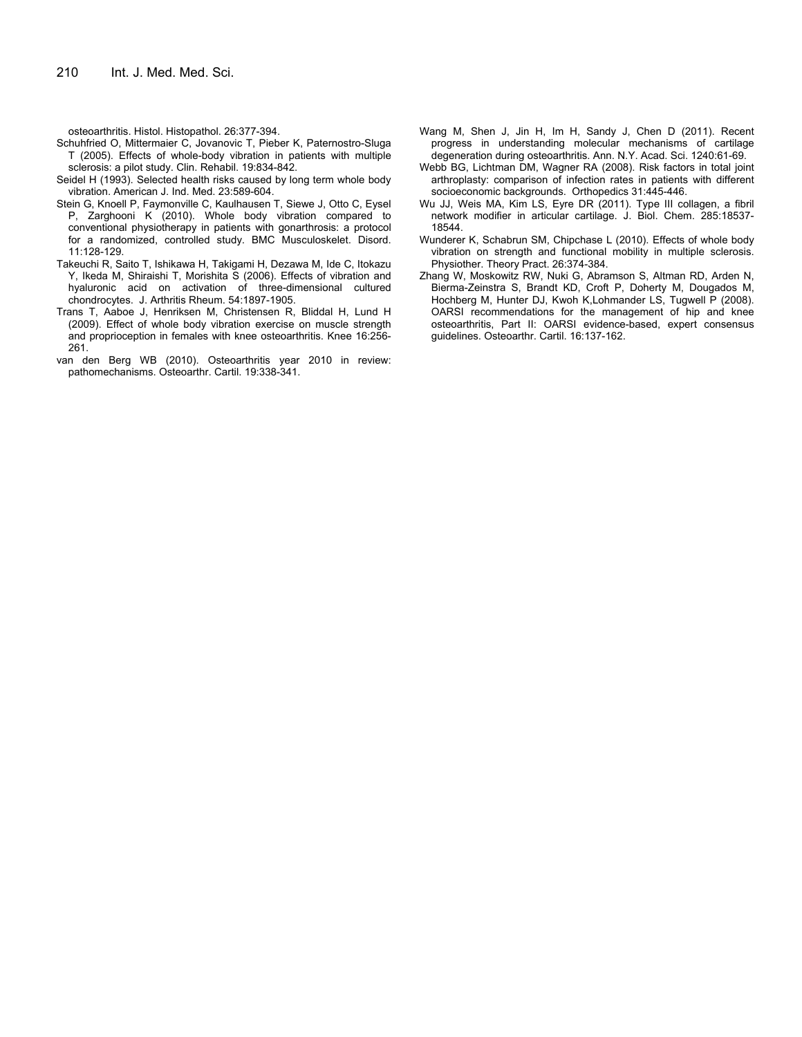osteoarthritis. Histol. Histopathol. 26:377-394.

Schuhfried O, Mittermaier C, Jovanovic T, Pieber K, Paternostro-Sluga T (2005). Effects of whole-body vibration in patients with multiple sclerosis: a pilot study. Clin. Rehabil. 19:834-842.

Seidel H (1993). Selected health risks caused by long term whole body vibration. American J. Ind. Med. 23:589-604.

Stein G, Knoell P, Faymonville C, Kaulhausen T, Siewe J, Otto C, Eysel P, Zarghooni K (2010). Whole body vibration compared to conventional physiotherapy in patients with gonarthrosis: a protocol for a randomized, controlled study. BMC Musculoskelet. Disord. 11:128-129.

Takeuchi R, Saito T, Ishikawa H, Takigami H, Dezawa M, Ide C, Itokazu Y, Ikeda M, Shiraishi T, Morishita S (2006). Effects of vibration and hyaluronic acid on activation of three-dimensional cultured chondrocytes. J. Arthritis Rheum. 54:1897-1905.

Trans T, Aaboe J, Henriksen M, Christensen R, Bliddal H, Lund H (2009). Effect of whole body vibration exercise on muscle strength and proprioception in females with knee osteoarthritis. Knee 16:256-261.

van den Berg WB (2010). Osteoarthritis year 2010 in review: pathomechanisms. Osteoarthr. Cartil. 19:338-341.

Wang M, Shen J, Jin H, Im H, Sandy J, Chen D (2011). Recent progress in understanding molecular mechanisms of cartilage degeneration during osteoarthritis. Ann. N.Y. Acad. Sci. 1240:61-69.

Webb BG, Lichtman DM, Wagner RA (2008). Risk factors in total joint arthroplasty: comparison of infection rates in patients with different socioeconomic backgrounds. Orthopedics 31:445-446.

Wu JJ, Weis MA, Kim LS, Eyre DR (2011). Type III collagen, a fibril network modifier in articular cartilage. J. Biol. Chem. 285:18537-18544.

Wunderer K, Schabrun SM, Chipchase L (2010). Effects of whole body vibration on strength and functional mobility in multiple sclerosis. Physiother. Theory Pract. 26:374-384.

Zhang W, Moskowitz RW, Nuki G, Abramson S, Altman RD, Arden N, Bierma-Zeinstra S, Brandt KD, Croft P, Doherty M, Dougados M, Hochberg M, Hunter DJ, Kwoh K,Lohmander LS, Tugwell P (2008). OARSI recommendations for the management of hip and knee osteoarthritis, Part II: OARSI evidence-based, expert consensus guidelines. Osteoarthr. Cartil. 16:137-162.